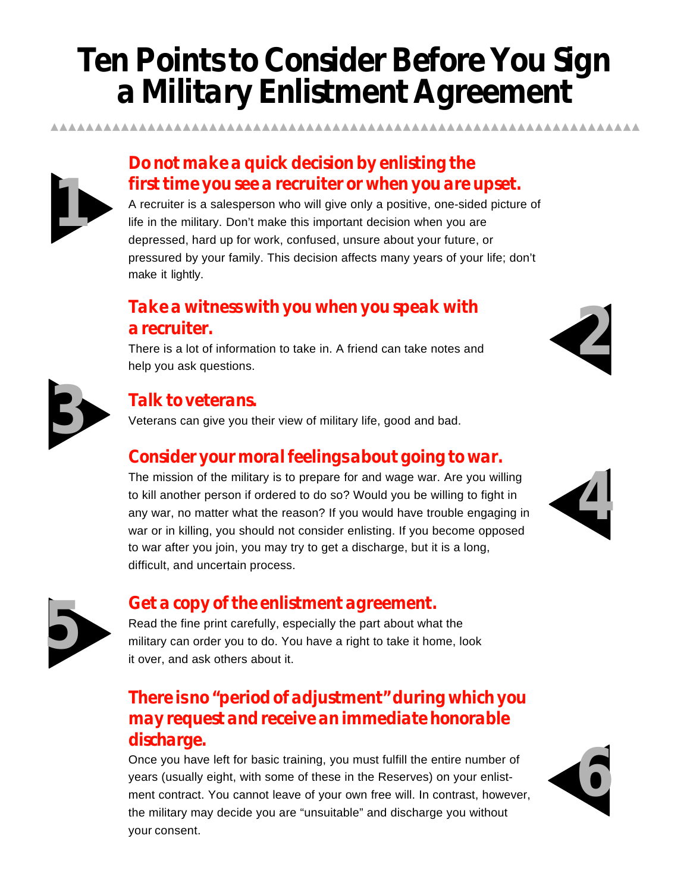# Ten Points to Consider Before You Sign a Military Enlistment Agreement

## 1. Do not make a quick decision by enlisting the first time you see a recruiter or when you are upset.

A recruiter is a salesperson who will give only a positive, one-sided picture of life in the military. Don't make this important decision when you are depressed, hard up for work, confused, unsure about your future, or pressured by your family. This decision affects many years of your life; don't make it lightly.

## 2. Take a witness with you when you speak with a recruiter.

There is a lot of information to take in. A friend can take notes and help you ask questions.

## 3. Talk to veterans.

Veterans can give you their view of military life, good and bad.

## 4. Consider your moral feelings about going to war.

The mission of the military is to prepare for and wage war. Are you willing to kill another person if ordered to do so? Would you be willing to fight in any war, no matter what the reason? If you would have trouble engaging in war or in killing, you should not consider enlisting. If you become opposed to war after you join, you may try to get a discharge, but it is a long, difficult, and uncertain process.

## 5. Get a copy of the enlistment agreement.

Read the fine print carefully, especially the part about what the military can order you to do. You have a right to take it home, look it over, and ask others about it.

## 6. There is no "period of adjustment" during which you may request and receive an immediate honorable discharge.

Once you have left for basic training, you must fulfill the entire number of years (usually eight, with some of these in the Reserves) on your enlistment contract. You cannot leave of your own free will. In contrast, however, the military may decide you are "unsuitable" and discharge you without your consent.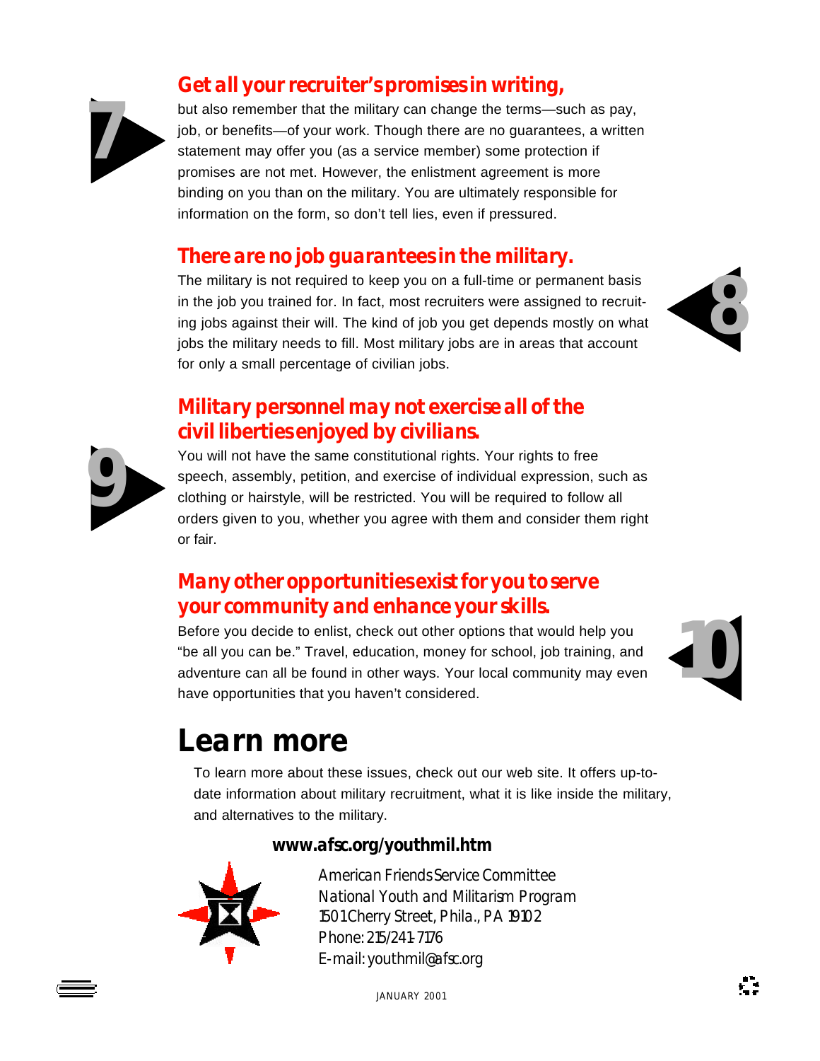## 7 Get all your recruiter's promises in writing,

but also remember that the military can change the terms—such as pay, job, or benefits—of your work. Though there are no guarantees, a written statement may offer you (as a service member) some protection if promises are not met. However, the enlistment agreement is more binding on you than on the military. You are ultimately responsible for information on the form, so don't tell lies, even if pressured.

## 8 There are no job guarantees in the military.

The military is not required to keep you on a full-time or permanent basis in the job you trained for. In fact, most recruiters were assigned to recruiting jobs against their will. The kind of job you get depends mostly on what jobs the military needs to fill. Most military jobs are in areas that account for only a small percentage of civilian jobs.

## 9 Military personnel may not exercise all of the civil liberties enjoyed by civilians.

You will not have the same constitutional rights. Your rights to free speech, assembly, petition, and exercise of individual expression, such as clothing or hairstyle, will be restricted. You will be required to follow all orders given to you, whether you agree with them and consider them right or fair.

## 10 Many other opportunities exist for you to serve your community and enhance your skills.

Before you decide to enlist, check out other options that would help you "be all you can be." Travel, education, money for school, job training, and adventure can all be found in other ways. Your local community may even have opportunities that you haven't considered.

# Learn more

To learn more about these issues, check out our web site. It offers up-to-date information about military recruitment, what it is like inside the military, and alternatives to the military.

**www.afsc.org/youthmil.htm**

*American Friends Service Committee*
*National Youth and Militarism Program*
*1501 Cherry Street, Phila., PA 19102*
*Phone: 215/241-7176*
*E-mail: youthmil@afsc.org*

JANUARY 2001